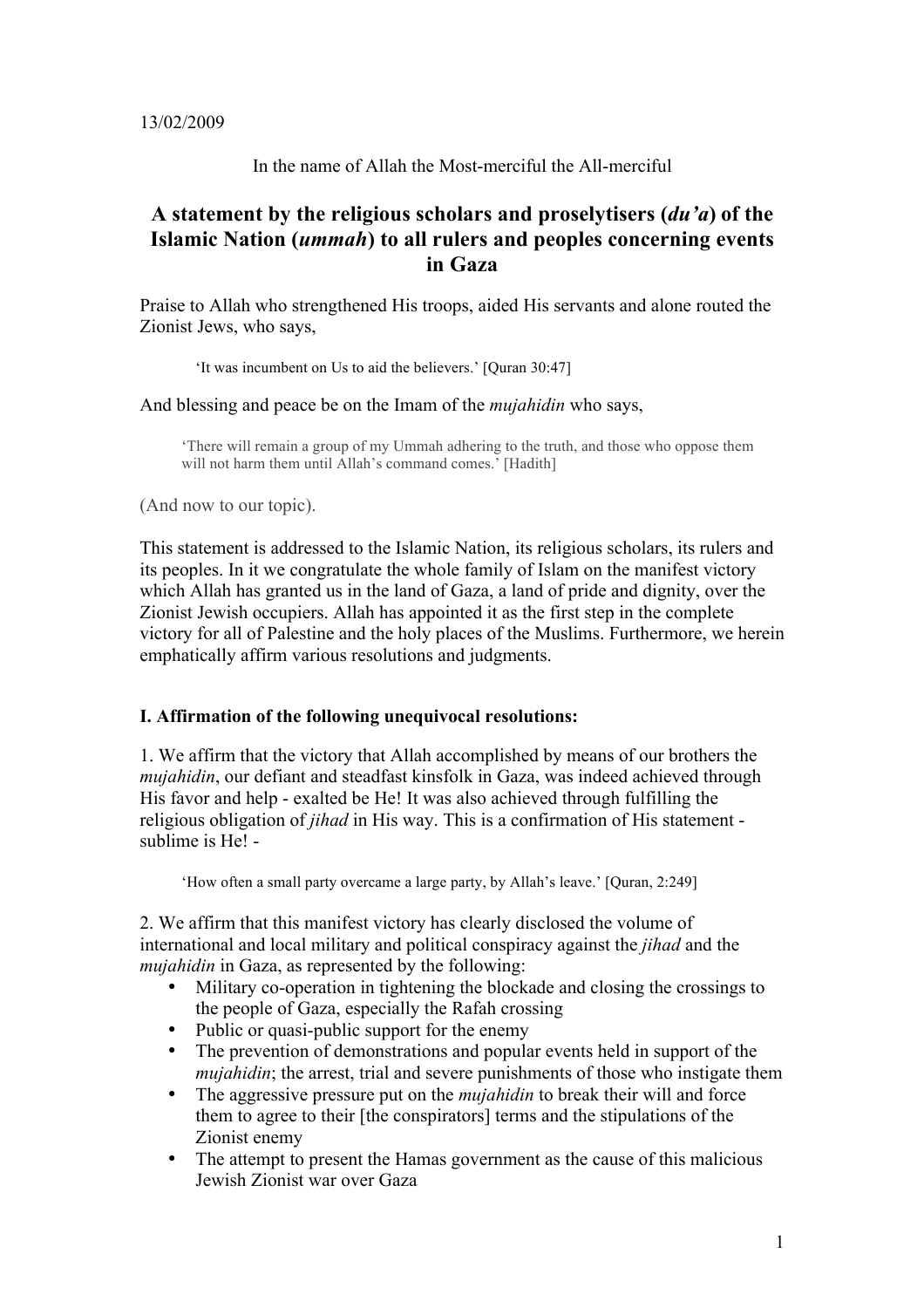13/02/2009

In the name of Allah the Most-merciful the All-merciful

# A statement by the religious scholars and proselytisers (*du'a*) of the Islamic Nation (*ummah*) to all rulers and peoples concerning events in Gaza

Praise to Allah who strengthened His troops, aided His servants and alone routed the Zionist Jews, who says,

> 'It was incumbent on Us to aid the believers.' [Quran 30:47]

And blessing and peace be on the Imam of the *mujahidin* who says,

> 'There will remain a group of my Ummah adhering to the truth, and those who oppose them will not harm them until Allah's command comes.' [Hadith]

(And now to our topic).

This statement is addressed to the Islamic Nation, its religious scholars, its rulers and its peoples. In it we congratulate the whole family of Islam on the manifest victory which Allah has granted us in the land of Gaza, a land of pride and dignity, over the Zionist Jewish occupiers. Allah has appointed it as the first step in the complete victory for all of Palestine and the holy places of the Muslims. Furthermore, we herein emphatically affirm various resolutions and judgments.

## I. Affirmation of the following unequivocal resolutions:

1. We affirm that the victory that Allah accomplished by means of our brothers the *mujahidin*, our defiant and steadfast kinsfolk in Gaza, was indeed achieved through His favor and help - exalted be He! It was also achieved through fulfilling the religious obligation of *jihad* in His way. This is a confirmation of His statement - sublime is He! -

> 'How often a small party overcame a large party, by Allah's leave.' [Quran, 2:249]

2. We affirm that this manifest victory has clearly disclosed the volume of international and local military and political conspiracy against the *jihad* and the *mujahidin* in Gaza, as represented by the following:
   - Military co-operation in tightening the blockade and closing the crossings to the people of Gaza, especially the Rafah crossing
   - Public or quasi-public support for the enemy
   - The prevention of demonstrations and popular events held in support of the *mujahidin*; the arrest, trial and severe punishments of those who instigate them
   - The aggressive pressure put on the *mujahidin* to break their will and force them to agree to their [the conspirators] terms and the stipulations of the Zionist enemy
   - The attempt to present the Hamas government as the cause of this malicious Jewish Zionist war over Gaza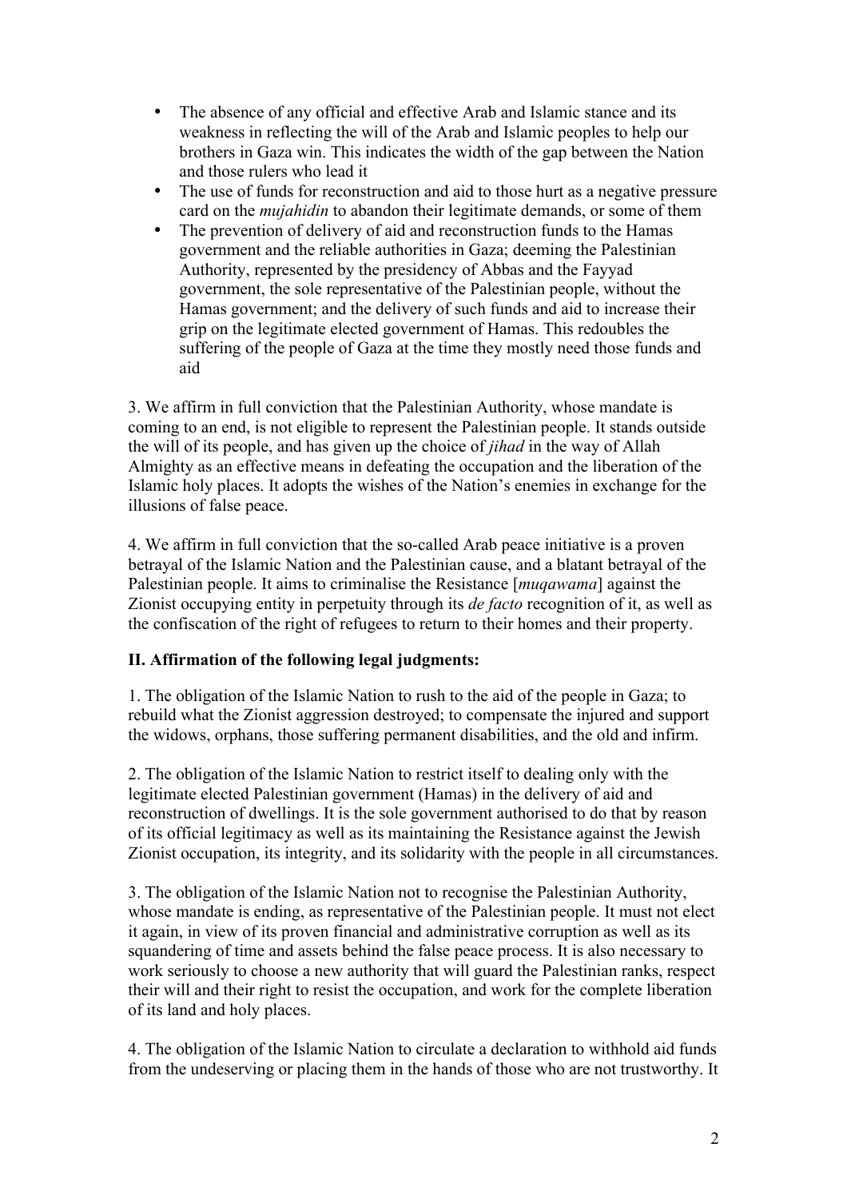- The absence of any official and effective Arab and Islamic stance and its weakness in reflecting the will of the Arab and Islamic peoples to help our brothers in Gaza win. This indicates the width of the gap between the Nation and those rulers who lead it
- The use of funds for reconstruction and aid to those hurt as a negative pressure card on the *mujahidin* to abandon their legitimate demands, or some of them
- The prevention of delivery of aid and reconstruction funds to the Hamas government and the reliable authorities in Gaza; deeming the Palestinian Authority, represented by the presidency of Abbas and the Fayyad government, the sole representative of the Palestinian people, without the Hamas government; and the delivery of such funds and aid to increase their grip on the legitimate elected government of Hamas. This redoubles the suffering of the people of Gaza at the time they mostly need those funds and aid

3. We affirm in full conviction that the Palestinian Authority, whose mandate is coming to an end, is not eligible to represent the Palestinian people. It stands outside the will of its people, and has given up the choice of *jihad* in the way of Allah Almighty as an effective means in defeating the occupation and the liberation of the Islamic holy places. It adopts the wishes of the Nation's enemies in exchange for the illusions of false peace.

4. We affirm in full conviction that the so-called Arab peace initiative is a proven betrayal of the Islamic Nation and the Palestinian cause, and a blatant betrayal of the Palestinian people. It aims to criminalise the Resistance [*muqawama*] against the Zionist occupying entity in perpetuity through its *de facto* recognition of it, as well as the confiscation of the right of refugees to return to their homes and their property.

**II. Affirmation of the following legal judgments:**

1. The obligation of the Islamic Nation to rush to the aid of the people in Gaza; to rebuild what the Zionist aggression destroyed; to compensate the injured and support the widows, orphans, those suffering permanent disabilities, and the old and infirm.

2. The obligation of the Islamic Nation to restrict itself to dealing only with the legitimate elected Palestinian government (Hamas) in the delivery of aid and reconstruction of dwellings. It is the sole government authorised to do that by reason of its official legitimacy as well as its maintaining the Resistance against the Jewish Zionist occupation, its integrity, and its solidarity with the people in all circumstances.

3. The obligation of the Islamic Nation not to recognise the Palestinian Authority, whose mandate is ending, as representative of the Palestinian people. It must not elect it again, in view of its proven financial and administrative corruption as well as its squandering of time and assets behind the false peace process. It is also necessary to work seriously to choose a new authority that will guard the Palestinian ranks, respect their will and their right to resist the occupation, and work for the complete liberation of its land and holy places.

4. The obligation of the Islamic Nation to circulate a declaration to withhold aid funds from the undeserving or placing them in the hands of those who are not trustworthy. It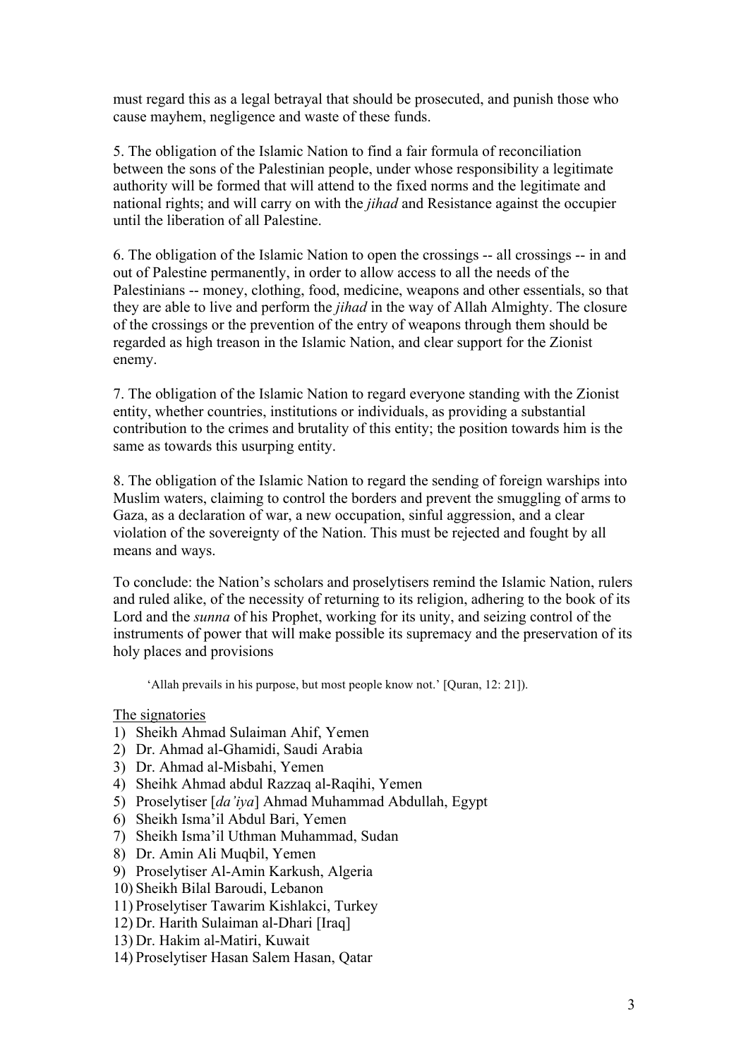must regard this as a legal betrayal that should be prosecuted, and punish those who cause mayhem, negligence and waste of these funds.

5. The obligation of the Islamic Nation to find a fair formula of reconciliation between the sons of the Palestinian people, under whose responsibility a legitimate authority will be formed that will attend to the fixed norms and the legitimate and national rights; and will carry on with the *jihad* and Resistance against the occupier until the liberation of all Palestine.

6. The obligation of the Islamic Nation to open the crossings -- all crossings -- in and out of Palestine permanently, in order to allow access to all the needs of the Palestinians -- money, clothing, food, medicine, weapons and other essentials, so that they are able to live and perform the *jihad* in the way of Allah Almighty. The closure of the crossings or the prevention of the entry of weapons through them should be regarded as high treason in the Islamic Nation, and clear support for the Zionist enemy.

7. The obligation of the Islamic Nation to regard everyone standing with the Zionist entity, whether countries, institutions or individuals, as providing a substantial contribution to the crimes and brutality of this entity; the position towards him is the same as towards this usurping entity.

8. The obligation of the Islamic Nation to regard the sending of foreign warships into Muslim waters, claiming to control the borders and prevent the smuggling of arms to Gaza, as a declaration of war, a new occupation, sinful aggression, and a clear violation of the sovereignty of the Nation. This must be rejected and fought by all means and ways.

To conclude: the Nation's scholars and proselytisers remind the Islamic Nation, rulers and ruled alike, of the necessity of returning to its religion, adhering to the book of its Lord and the *sunna* of his Prophet, working for its unity, and seizing control of the instruments of power that will make possible its supremacy and the preservation of its holy places and provisions

> 'Allah prevails in his purpose, but most people know not.' [Quran, 12: 21]).

The signatories

1) Sheikh Ahmad Sulaiman Ahif, Yemen
2) Dr. Ahmad al-Ghamidi, Saudi Arabia
3) Dr. Ahmad al-Misbahi, Yemen
4) Sheihk Ahmad abdul Razzaq al-Raqihi, Yemen
5) Proselytiser [*da'iya*] Ahmad Muhammad Abdullah, Egypt
6) Sheikh Isma'il Abdul Bari, Yemen
7) Sheikh Isma'il Uthman Muhammad, Sudan
8) Dr. Amin Ali Muqbil, Yemen
9) Proselytiser Al-Amin Karkush, Algeria
10) Sheikh Bilal Baroudi, Lebanon
11) Proselytiser Tawarim Kishlakci, Turkey
12) Dr. Harith Sulaiman al-Dhari [Iraq]
13) Dr. Hakim al-Matiri, Kuwait
14) Proselytiser Hasan Salem Hasan, Qatar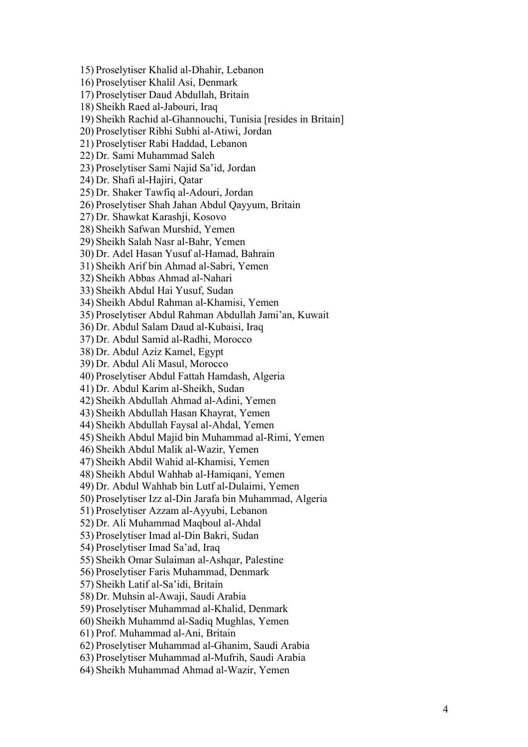15) Proselytiser Khalid al-Dhahir, Lebanon
16) Proselytiser Khalil Asi, Denmark
17) Proselytiser Daud Abdullah, Britain
18) Sheikh Raed al-Jabouri, Iraq
19) Sheikh Rachid al-Ghannouchi, Tunisia [resides in Britain]
20) Proselytiser Ribhi Subhi al-Atiwi, Jordan
21) Proselytiser Rabi Haddad, Lebanon
22) Dr. Sami Muhammad Saleh
23) Proselytiser Sami Najid Sa'id, Jordan
24) Dr. Shafi al-Hajiri, Qatar
25) Dr. Shaker Tawfiq al-Adouri, Jordan
26) Proselytiser Shah Jahan Abdul Qayyum, Britain
27) Dr. Shawkat Karashji, Kosovo
28) Sheikh Safwan Murshid, Yemen
29) Sheikh Salah Nasr al-Bahr, Yemen
30) Dr. Adel Hasan Yusuf al-Hamad, Bahrain
31) Sheikh Arif bin Ahmad al-Sabri, Yemen
32) Sheikh Abbas Ahmad al-Nahari
33) Sheikh Abdul Hai Yusuf, Sudan
34) Sheikh Abdul Rahman al-Khamisi, Yemen
35) Proselytiser Abdul Rahman Abdullah Jami'an, Kuwait
36) Dr. Abdul Salam Daud al-Kubaisi, Iraq
37) Dr. Abdul Samid al-Radhi, Morocco
38) Dr. Abdul Aziz Kamel, Egypt
39) Dr. Abdul Ali Masul, Morocco
40) Proselytiser Abdul Fattah Hamdash, Algeria
41) Dr. Abdul Karim al-Sheikh, Sudan
42) Sheikh Abdullah Ahmad al-Adini, Yemen
43) Sheikh Abdullah Hasan Khayrat, Yemen
44) Sheikh Abdullah Faysal al-Ahdal, Yemen
45) Sheikh Abdul Majid bin Muhammad al-Rimi, Yemen
46) Sheikh Abdul Malik al-Wazir, Yemen
47) Sheikh Abdil Wahid al-Khamisi, Yemen
48) Sheikh Abdul Wahhab al-Hamiqani, Yemen
49) Dr. Abdul Wahhab bin Lutf al-Dulaimi, Yemen
50) Proselytiser Izz al-Din Jarafa bin Muhammad, Algeria
51) Proselytiser Azzam al-Ayyubi, Lebanon
52) Dr. Ali Muhammad Maqboul al-Ahdal
53) Proselytiser Imad al-Din Bakri, Sudan
54) Proselytiser Imad Sa'ad, Iraq
55) Sheikh Omar Sulaiman al-Ashqar, Palestine
56) Proselytiser Faris Muhammad, Denmark
57) Sheikh Latif al-Sa'idi, Britain
58) Dr. Muhsin al-Awaji, Saudi Arabia
59) Proselytiser Muhammad al-Khalid, Denmark
60) Sheikh Muhammd al-Sadiq Mughlas, Yemen
61) Prof. Muhammad al-Ani, Britain
62) Proselytiser Muhammad al-Ghanim, Saudi Arabia
63) Proselytiser Muhammad al-Mufrih, Saudi Arabia
64) Sheikh Muhammad Ahmad al-Wazir, Yemen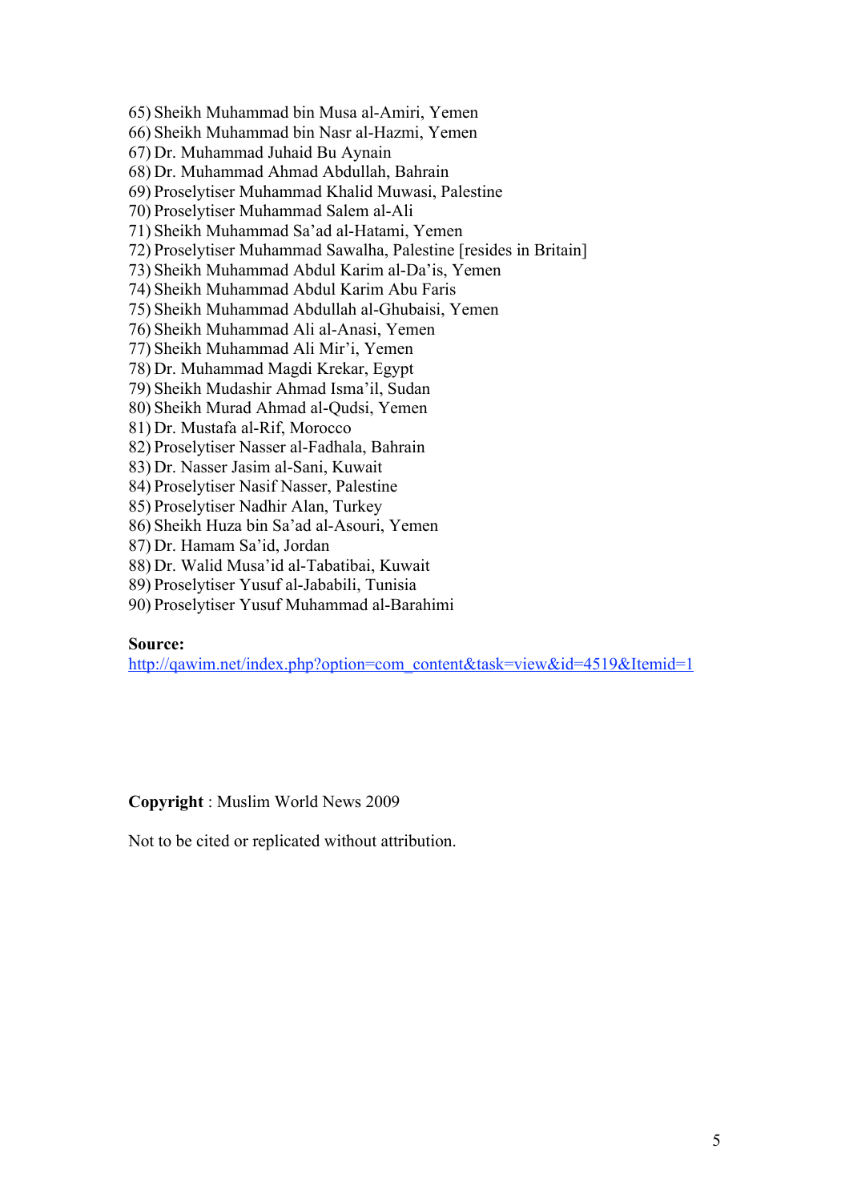65) Sheikh Muhammad bin Musa al-Amiri, Yemen
66) Sheikh Muhammad bin Nasr al-Hazmi, Yemen
67) Dr. Muhammad Juhaid Bu Aynain
68) Dr. Muhammad Ahmad Abdullah, Bahrain
69) Proselytiser Muhammad Khalid Muwasi, Palestine
70) Proselytiser Muhammad Salem al-Ali
71) Sheikh Muhammad Sa'ad al-Hatami, Yemen
72) Proselytiser Muhammad Sawalha, Palestine [resides in Britain]
73) Sheikh Muhammad Abdul Karim al-Da'is, Yemen
74) Sheikh Muhammad Abdul Karim Abu Faris
75) Sheikh Muhammad Abdullah al-Ghubaisi, Yemen
76) Sheikh Muhammad Ali al-Anasi, Yemen
77) Sheikh Muhammad Ali Mir'i, Yemen
78) Dr. Muhammad Magdi Krekar, Egypt
79) Sheikh Mudashir Ahmad Isma'il, Sudan
80) Sheikh Murad Ahmad al-Qudsi, Yemen
81) Dr. Mustafa al-Rif, Morocco
82) Proselytiser Nasser al-Fadhala, Bahrain
83) Dr. Nasser Jasim al-Sani, Kuwait
84) Proselytiser Nasif Nasser, Palestine
85) Proselytiser Nadhir Alan, Turkey
86) Sheikh Huza bin Sa'ad al-Asouri, Yemen
87) Dr. Hamam Sa'id, Jordan
88) Dr. Walid Musa'id al-Tabatibai, Kuwait
89) Proselytiser Yusuf al-Jababili, Tunisia
90) Proselytiser Yusuf Muhammad al-Barahimi

**Source:**
http://qawim.net/index.php?option=com_content&task=view&id=4519&Itemid=1

**Copyright** : Muslim World News 2009

Not to be cited or replicated without attribution.